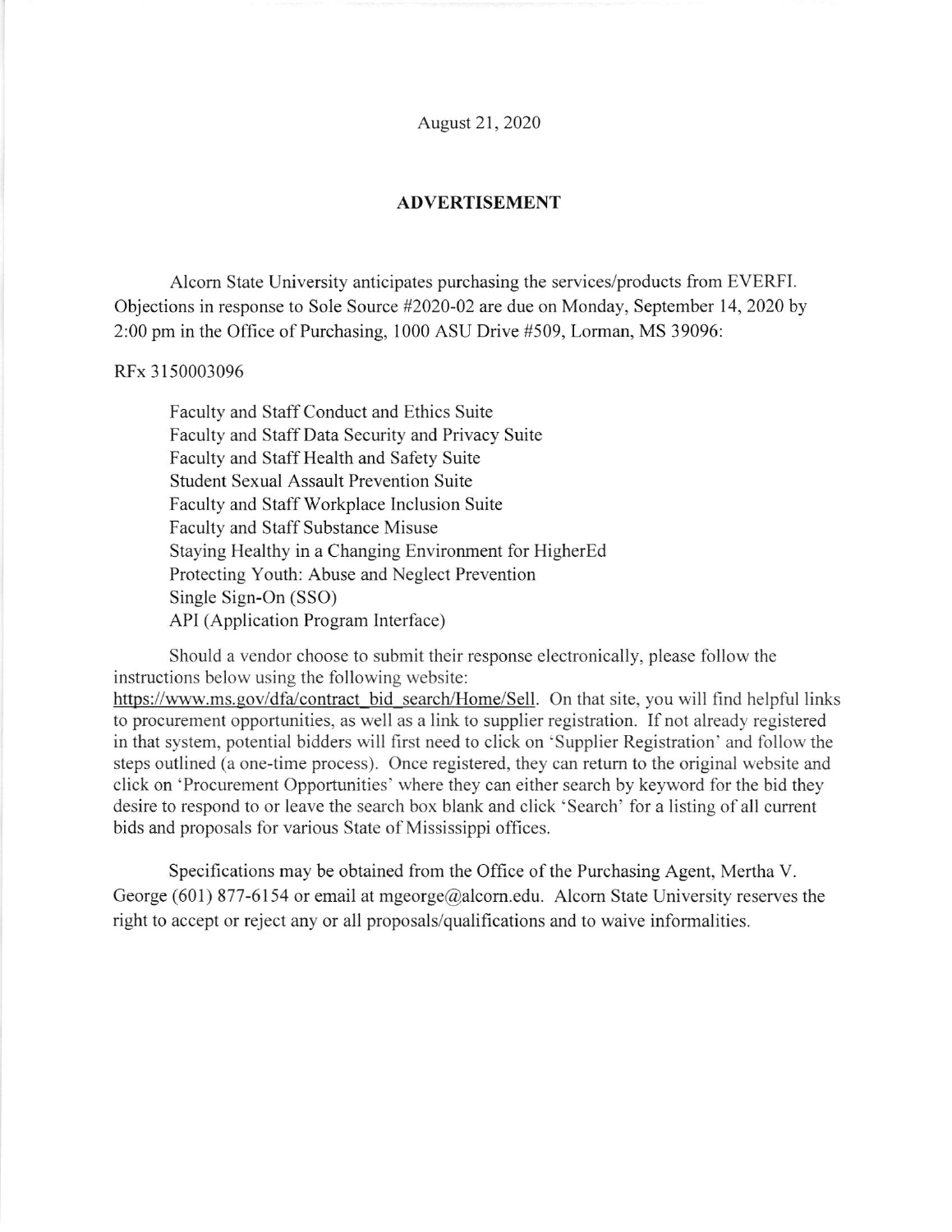August 21, 2020

## ADVERTISEMENT

Alcorn State University anticipates purchasing the services/products from EVERFI. Objections in response to Sole Source #2020-02 are due on Monday, September 14, 2020 by 2:00 pm in the Office of Purchasing, 1000 ASU Drive #509, Lorman, MS 39096:

RFx 3150003096

- Faculty and Staff Conduct and Ethics Suite
- Faculty and Staff Data Security and Privacy Suite
- Faculty and Staff Health and Safety Suite
- Student Sexual Assault Prevention Suite
- Faculty and Staff Workplace Inclusion Suite
- Faculty and Staff Substance Misuse
- Staying Healthy in a Changing Environment for HigherEd
- Protecting Youth: Abuse and Neglect Prevention
- Single Sign-On (SSO)
- API (Application Program Interface)

Should a vendor choose to submit their response electronically, please follow the instructions below using the following website: https://www.ms.gov/dfa/contract_bid_search/Home/Sell. On that site, you will find helpful links to procurement opportunities, as well as a link to supplier registration. If not already registered in that system, potential bidders will first need to click on 'Supplier Registration' and follow the steps outlined (a one-time process). Once registered, they can return to the original website and click on 'Procurement Opportunities' where they can either search by keyword for the bid they desire to respond to or leave the search box blank and click 'Search' for a listing of all current bids and proposals for various State of Mississippi offices.

Specifications may be obtained from the Office of the Purchasing Agent, Mertha V. George (601) 877-6154 or email at mgeorge@alcorn.edu. Alcorn State University reserves the right to accept or reject any or all proposals/qualifications and to waive informalities.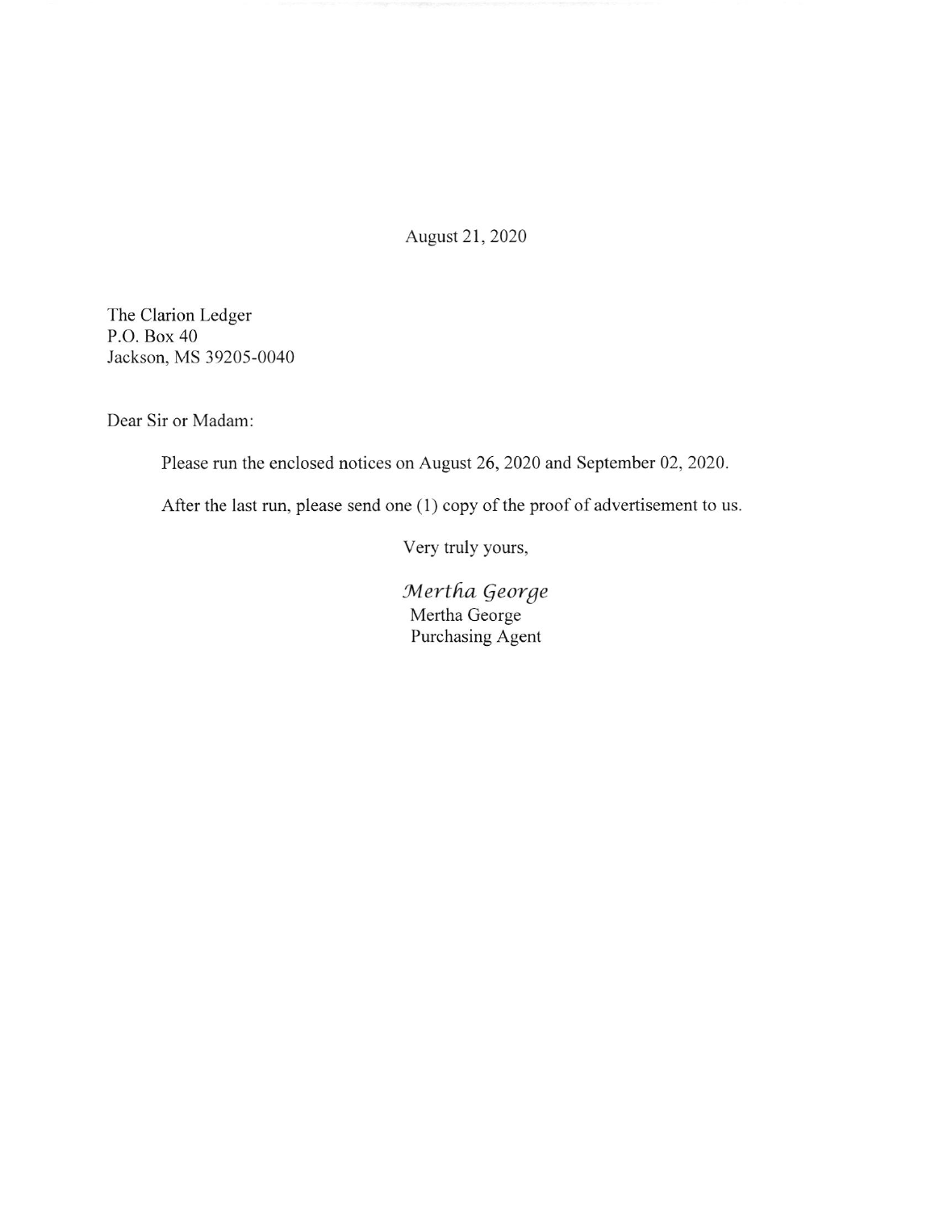August 21, 2020

The Clarion Ledger
P.O. Box 40
Jackson, MS 39205-0040

Dear Sir or Madam:

Please run the enclosed notices on August 26, 2020 and September 02, 2020.

After the last run, please send one (1) copy of the proof of advertisement to us.

Very truly yours,

*Mertha George*
Mertha George
Purchasing Agent